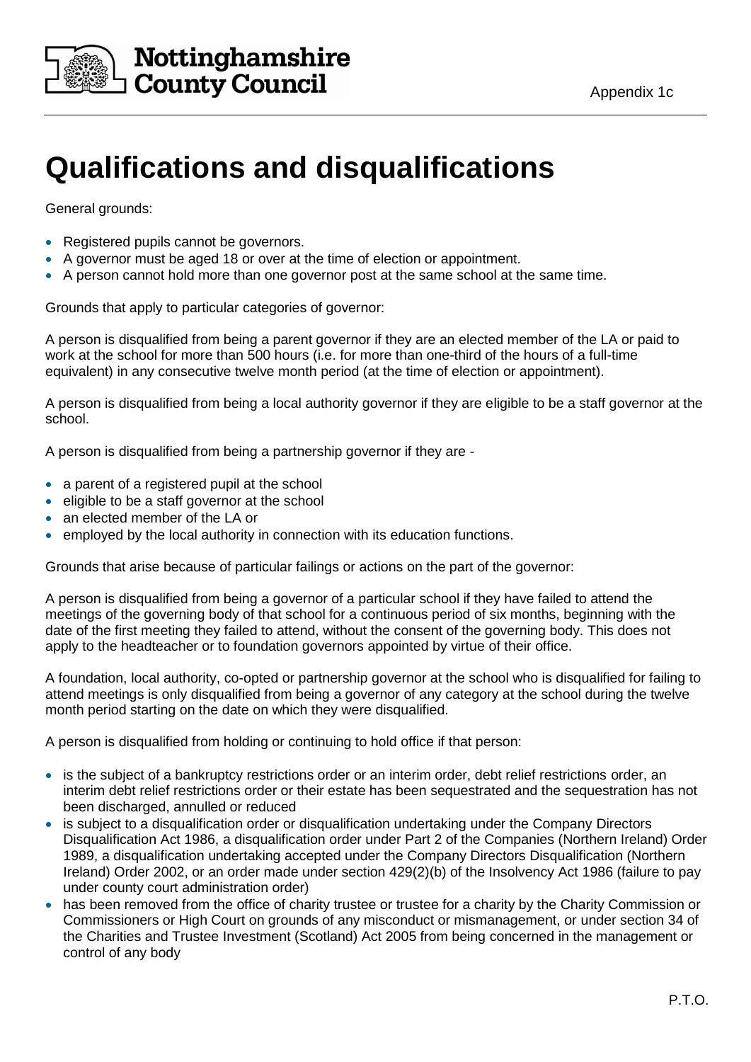Appendix 1c

# Qualifications and disqualifications

General grounds:

- Registered pupils cannot be governors.
- A governor must be aged 18 or over at the time of election or appointment.
- A person cannot hold more than one governor post at the same school at the same time.

Grounds that apply to particular categories of governor:

A person is disqualified from being a parent governor if they are an elected member of the LA or paid to work at the school for more than 500 hours (i.e. for more than one-third of the hours of a full-time equivalent) in any consecutive twelve month period (at the time of election or appointment).

A person is disqualified from being a local authority governor if they are eligible to be a staff governor at the school.

A person is disqualified from being a partnership governor if they are -

- a parent of a registered pupil at the school
- eligible to be a staff governor at the school
- an elected member of the LA or
- employed by the local authority in connection with its education functions.

Grounds that arise because of particular failings or actions on the part of the governor:

A person is disqualified from being a governor of a particular school if they have failed to attend the meetings of the governing body of that school for a continuous period of six months, beginning with the date of the first meeting they failed to attend, without the consent of the governing body. This does not apply to the headteacher or to foundation governors appointed by virtue of their office.

A foundation, local authority, co-opted or partnership governor at the school who is disqualified for failing to attend meetings is only disqualified from being a governor of any category at the school during the twelve month period starting on the date on which they were disqualified.

A person is disqualified from holding or continuing to hold office if that person:

- is the subject of a bankruptcy restrictions order or an interim order, debt relief restrictions order, an interim debt relief restrictions order or their estate has been sequestrated and the sequestration has not been discharged, annulled or reduced
- is subject to a disqualification order or disqualification undertaking under the Company Directors Disqualification Act 1986, a disqualification order under Part 2 of the Companies (Northern Ireland) Order 1989, a disqualification undertaking accepted under the Company Directors Disqualification (Northern Ireland) Order 2002, or an order made under section 429(2)(b) of the Insolvency Act 1986 (failure to pay under county court administration order)
- has been removed from the office of charity trustee or trustee for a charity by the Charity Commission or Commissioners or High Court on grounds of any misconduct or mismanagement, or under section 34 of the Charities and Trustee Investment (Scotland) Act 2005 from being concerned in the management or control of any body

P.T.O.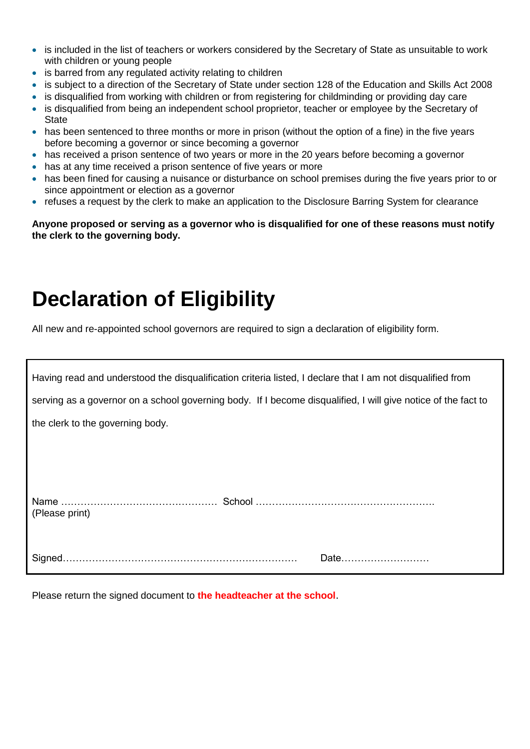- is included in the list of teachers or workers considered by the Secretary of State as unsuitable to work with children or young people
- is barred from any regulated activity relating to children
- is subject to a direction of the Secretary of State under section 128 of the Education and Skills Act 2008
- is disqualified from working with children or from registering for childminding or providing day care
- is disqualified from being an independent school proprietor, teacher or employee by the Secretary of State
- has been sentenced to three months or more in prison (without the option of a fine) in the five years before becoming a governor or since becoming a governor
- has received a prison sentence of two years or more in the 20 years before becoming a governor
- has at any time received a prison sentence of five years or more
- has been fined for causing a nuisance or disturbance on school premises during the five years prior to or since appointment or election as a governor
- refuses a request by the clerk to make an application to the Disclosure Barring System for clearance

**Anyone proposed or serving as a governor who is disqualified for one of these reasons must notify the clerk to the governing body.**

# Declaration of Eligibility

All new and re-appointed school governors are required to sign a declaration of eligibility form.

Having read and understood the disqualification criteria listed, I declare that I am not disqualified from serving as a governor on a school governing body. If I become disqualified, I will give notice of the fact to the clerk to the governing body.

Name ………………………………………… School ……………………………………………….
(Please print)

Signed……………………………………………………………… Date………………………

Please return the signed document to **the headteacher at the school**.